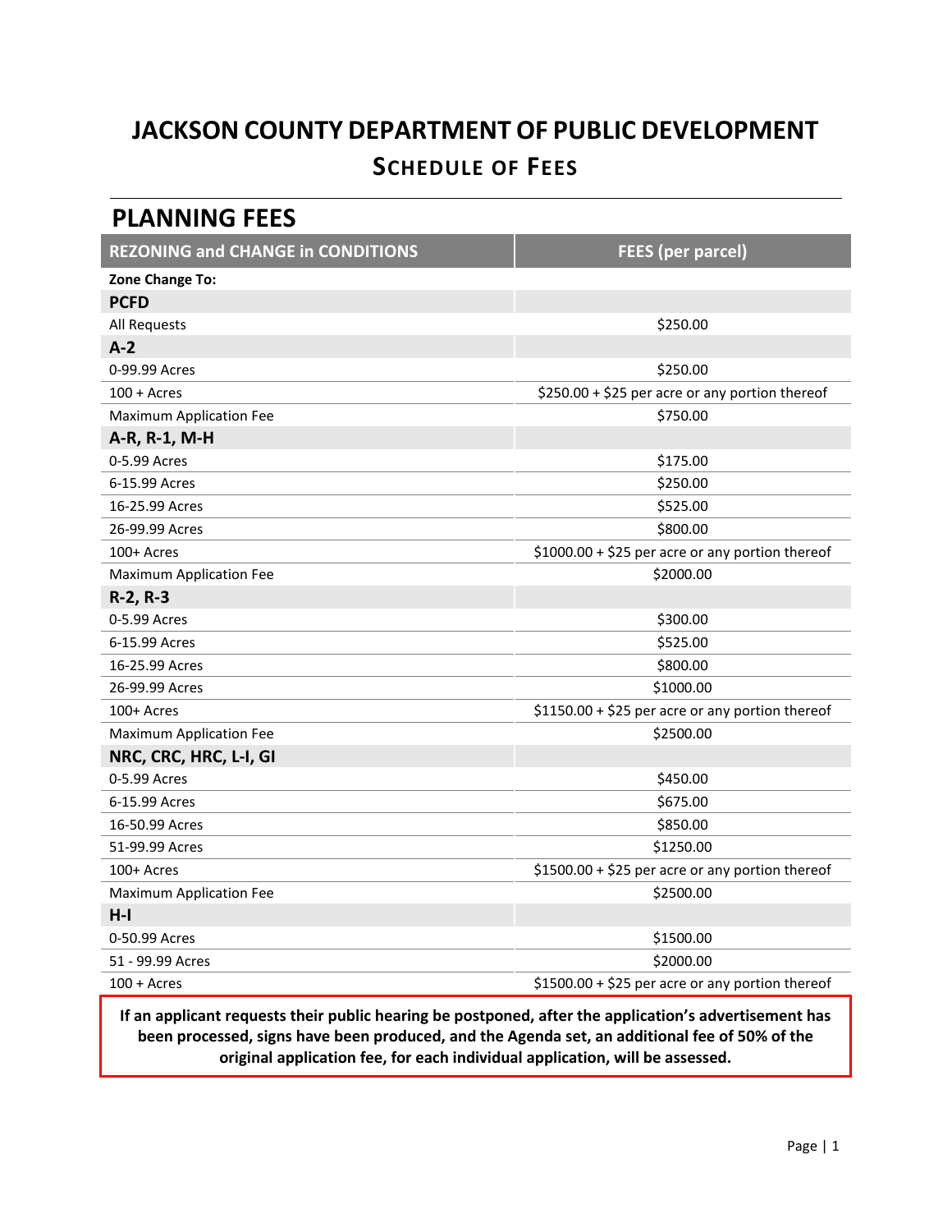# JACKSON COUNTY DEPARTMENT OF PUBLIC DEVELOPMENT

## SCHEDULE OF FEES

## PLANNING FEES

| REZONING and CHANGE in CONDITIONS | FEES (per parcel) |
|---|---|
| **Zone Change To:** | |
| **PCFD** | |
| All Requests | $250.00 |
| **A-2** | |
| 0-99.99 Acres | $250.00 |
| 100 + Acres | $250.00 + $25 per acre or any portion thereof |
| Maximum Application Fee | $750.00 |
| **A-R, R-1, M-H** | |
| 0-5.99 Acres | $175.00 |
| 6-15.99 Acres | $250.00 |
| 16-25.99 Acres | $525.00 |
| 26-99.99 Acres | $800.00 |
| 100+ Acres | $1000.00 + $25 per acre or any portion thereof |
| Maximum Application Fee | $2000.00 |
| **R-2, R-3** | |
| 0-5.99 Acres | $300.00 |
| 6-15.99 Acres | $525.00 |
| 16-25.99 Acres | $800.00 |
| 26-99.99 Acres | $1000.00 |
| 100+ Acres | $1150.00 + $25 per acre or any portion thereof |
| Maximum Application Fee | $2500.00 |
| **NRC, CRC, HRC, L-I, GI** | |
| 0-5.99 Acres | $450.00 |
| 6-15.99 Acres | $675.00 |
| 16-50.99 Acres | $850.00 |
| 51-99.99 Acres | $1250.00 |
| 100+ Acres | $1500.00 + $25 per acre or any portion thereof |
| Maximum Application Fee | $2500.00 |
| **H-I** | |
| 0-50.99 Acres | $1500.00 |
| 51 - 99.99 Acres | $2000.00 |
| 100 + Acres | $1500.00 + $25 per acre or any portion thereof |

**If an applicant requests their public hearing be postponed, after the application's advertisement has been processed, signs have been produced, and the Agenda set, an additional fee of 50% of the original application fee, for each individual application, will be assessed.**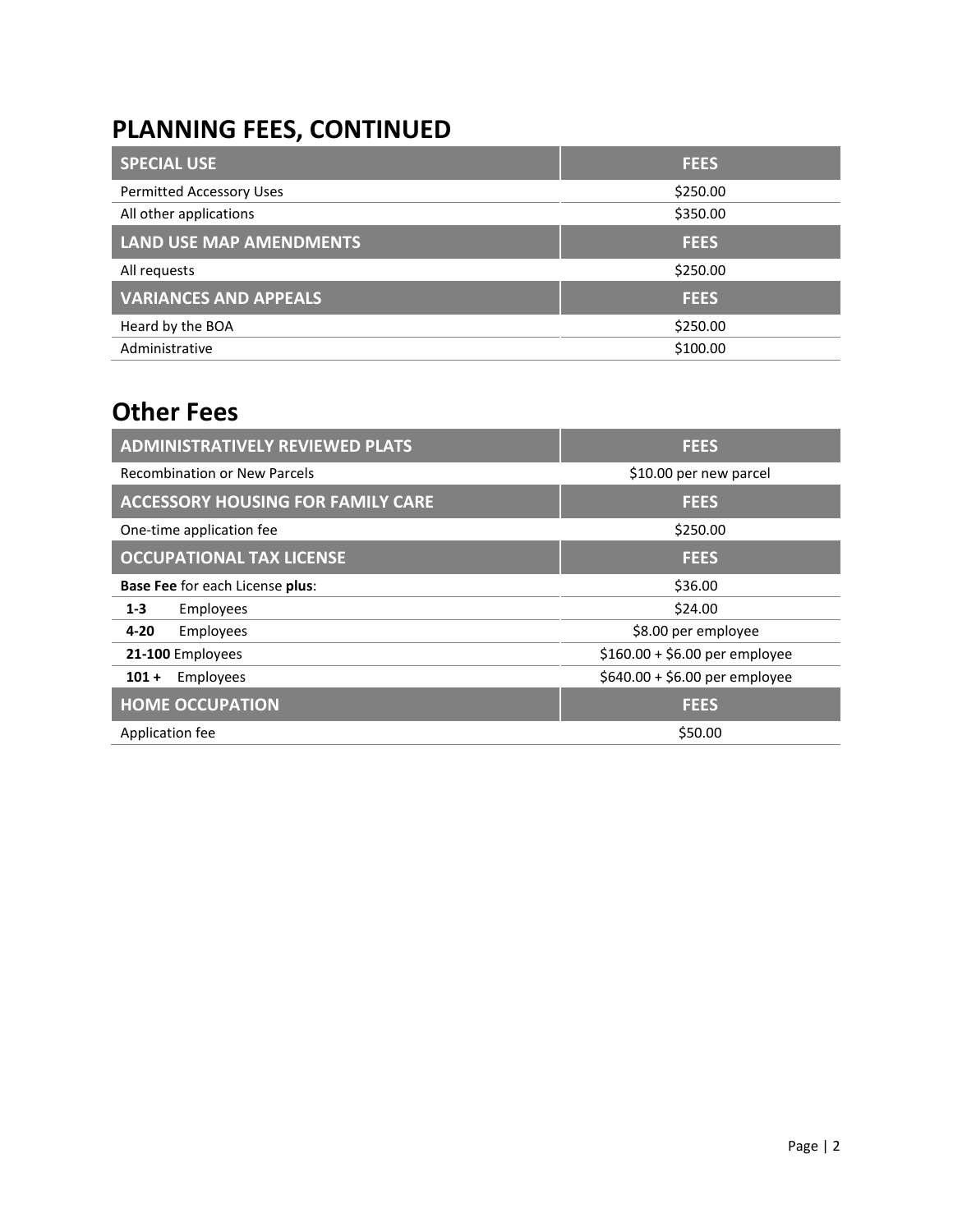# PLANNING FEES, CONTINUED

| SPECIAL USE | FEES |
| --- | --- |
| Permitted Accessory Uses | $250.00 |
| All other applications | $350.00 |
| **LAND USE MAP AMENDMENTS** | **FEES** |
| All requests | $250.00 |
| **VARIANCES AND APPEALS** | **FEES** |
| Heard by the BOA | $250.00 |
| Administrative | $100.00 |

# Other Fees

| ADMINISTRATIVELY REVIEWED PLATS | FEES |
| --- | --- |
| Recombination or New Parcels | $10.00 per new parcel |
| **ACCESSORY HOUSING FOR FAMILY CARE** | **FEES** |
| One-time application fee | $250.00 |
| **OCCUPATIONAL TAX LICENSE** | **FEES** |
| **Base Fee** for each License **plus**: | $36.00 |
| **1-3** Employees | $24.00 |
| **4-20** Employees | $8.00 per employee |
| **21-100** Employees | $160.00 + $6.00 per employee |
| **101 +** Employees | $640.00 + $6.00 per employee |
| **HOME OCCUPATION** | **FEES** |
| Application fee | $50.00 |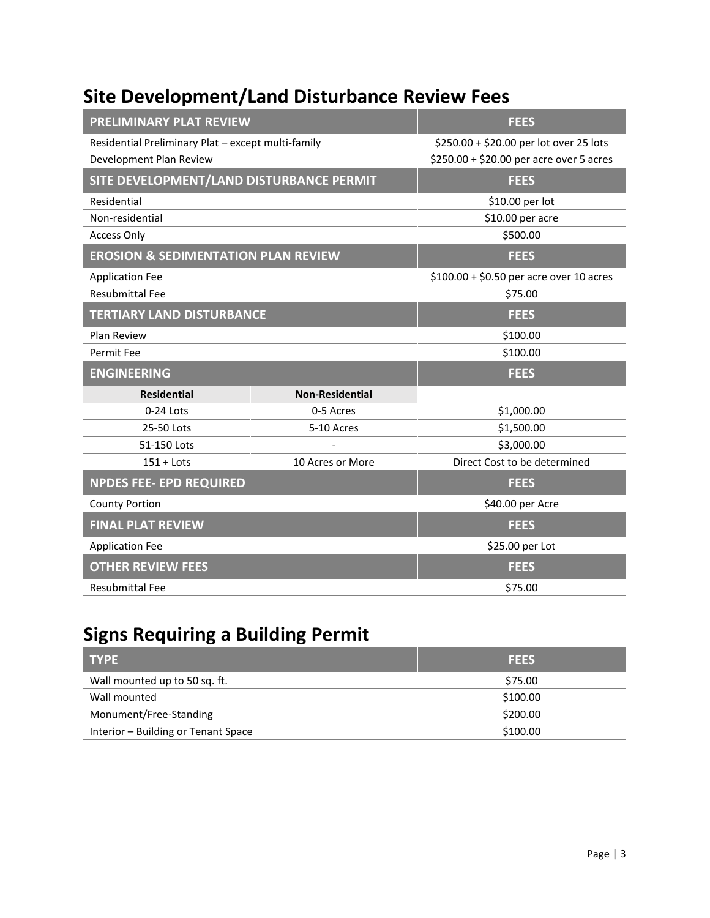## Site Development/Land Disturbance Review Fees

| PRELIMINARY PLAT REVIEW | | FEES |
|---|---|---|
| Residential Preliminary Plat – except multi-family | | $250.00 + $20.00 per lot over 25 lots |
| Development Plan Review | | $250.00 + $20.00 per acre over 5 acres |
| **SITE DEVELOPMENT/LAND DISTURBANCE PERMIT** | | **FEES** |
| Residential | | $10.00 per lot |
| Non-residential | | $10.00 per acre |
| Access Only | | $500.00 |
| **EROSION & SEDIMENTATION PLAN REVIEW** | | **FEES** |
| Application Fee | | $100.00 + $0.50 per acre over 10 acres |
| Resubmittal Fee | | $75.00 |
| **TERTIARY LAND DISTURBANCE** | | **FEES** |
| Plan Review | | $100.00 |
| Permit Fee | | $100.00 |
| **ENGINEERING** | | **FEES** |
| **Residential** | **Non-Residential** | |
| 0-24 Lots | 0-5 Acres | $1,000.00 |
| 25-50 Lots | 5-10 Acres | $1,500.00 |
| 51-150 Lots | - | $3,000.00 |
| 151 + Lots | 10 Acres or More | Direct Cost to be determined |
| **NPDES FEE- EPD REQUIRED** | | **FEES** |
| County Portion | | $40.00 per Acre |
| **FINAL PLAT REVIEW** | | **FEES** |
| Application Fee | | $25.00 per Lot |
| **OTHER REVIEW FEES** | | **FEES** |
| Resubmittal Fee | | $75.00 |

## Signs Requiring a Building Permit

| TYPE | FEES |
|---|---|
| Wall mounted up to 50 sq. ft. | $75.00 |
| Wall mounted | $100.00 |
| Monument/Free-Standing | $200.00 |
| Interior – Building or Tenant Space | $100.00 |